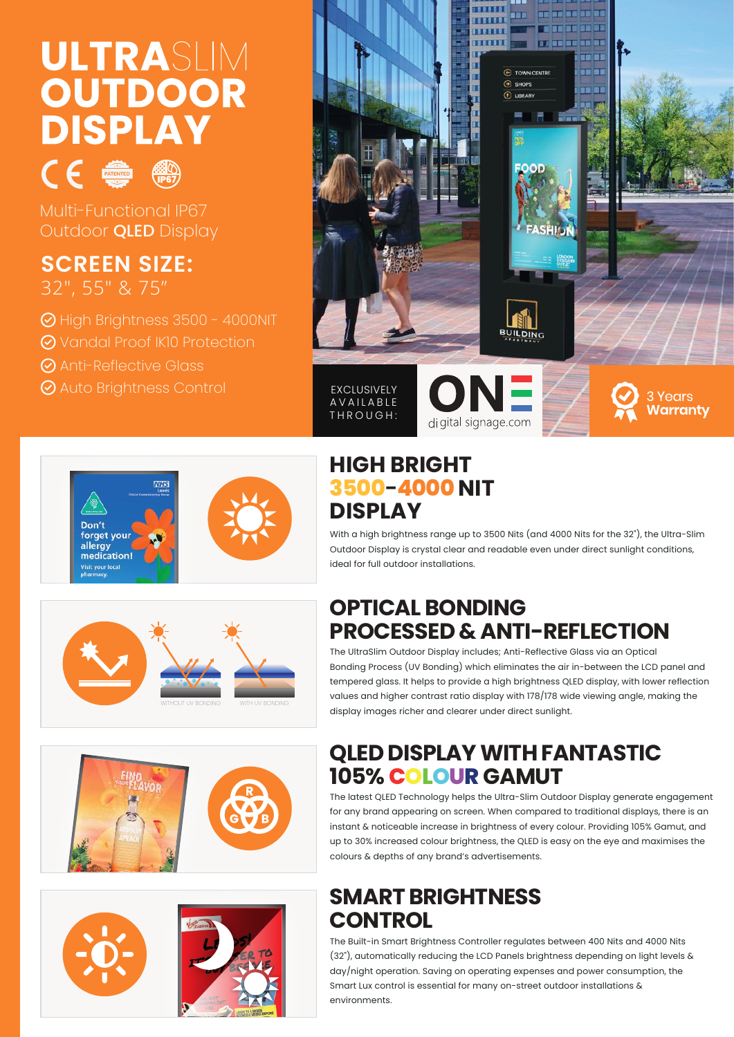# ULTRASLIM OUTDOOR DISPLAY

Multi-Functional IP67 Outdoor **QLED** Display

## SCREEN SIZE:

32", 55" & 75"

- High Brightness 3500 - 4000NIT
- Vandal Proof IK10 Protection
- Anti-Reflective Glass
- Auto Brightness Control

EXCLUSIVELY AVAILABLE THROUGH: ONE digital signage.com

**3 Years Warranty**

## HIGH BRIGHT 3500-4000 NIT DISPLAY

With a high brightness range up to 3500 Nits (and 4000 Nits for the 32"), the Ultra-Slim Outdoor Display is crystal clear and readable even under direct sunlight conditions, ideal for full outdoor installations.

## OPTICAL BONDING PROCESSED & ANTI-REFLECTION

The UltraSlim Outdoor Display includes; Anti-Reflective Glass via an Optical Bonding Process (UV Bonding) which eliminates the air in-between the LCD panel and tempered glass. It helps to provide a high brightness QLED display, with lower reflection values and higher contrast ratio display with 178/178 wide viewing angle, making the display images richer and clearer under direct sunlight.

WITHOUT UV BONDING — WITH UV BONDING

## QLED DISPLAY WITH FANTASTIC 105% COLOUR GAMUT

The latest QLED Technology helps the Ultra-Slim Outdoor Display generate engagement for any brand appearing on screen. When compared to traditional displays, there is an instant & noticeable increase in brightness of every colour. Providing 105% Gamut, and up to 30% increased colour brightness, the QLED is easy on the eye and maximises the colours & depths of any brand's advertisements.

## SMART BRIGHTNESS CONTROL

The Built-in Smart Brightness Controller regulates between 400 Nits and 4000 Nits (32"), automatically reducing the LCD Panels brightness depending on light levels & day/night operation. Saving on operating expenses and power consumption, the Smart Lux control is essential for many on-street outdoor installations & environments.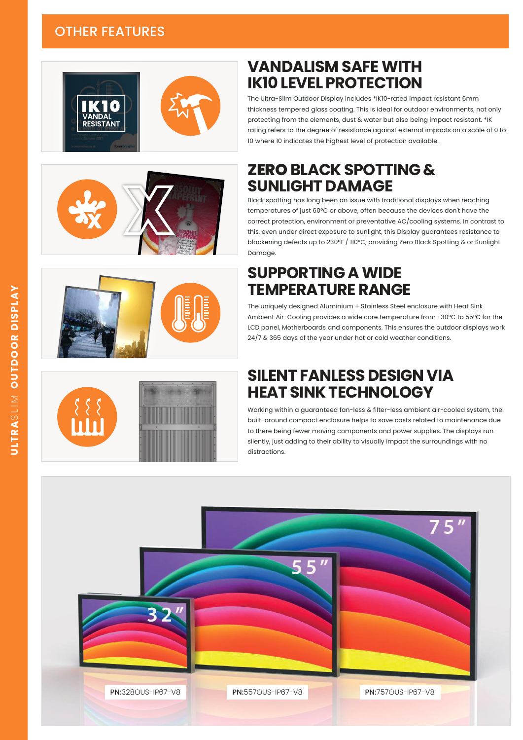## OTHER FEATURES

### VANDALISM SAFE WITH IK10 LEVEL PROTECTION

The Ultra-Slim Outdoor Display includes *IK10-rated impact resistant 6mm thickness tempered glass coating. This is ideal for outdoor environments, not only protecting from the elements, dust & water but also being impact resistant. *IK rating refers to the degree of resistance against external impacts on a scale of 0 to 10 where 10 indicates the highest level of protection available.

### ZERO BLACK SPOTTING & SUNLIGHT DAMAGE

Black spotting has long been an issue with traditional displays when reaching temperatures of just 60ºC or above, often because the devices don't have the correct protection, environment or preventative AC/cooling systems. In contrast to this, even under direct exposure to sunlight, this Display guarantees resistance to blackening defects up to 230ºF / 110ºC, providing Zero Black Spotting & or Sunlight Damage.

### SUPPORTING A WIDE TEMPERATURE RANGE

The uniquely designed Aluminium + Stainless Steel enclosure with Heat Sink Ambient Air-Cooling provides a wide core temperature from -30ºC to 55ºC for the LCD panel, Motherboards and components. This ensures the outdoor displays work 24/7 & 365 days of the year under hot or cold weather conditions.

### SILENT FANLESS DESIGN VIA HEAT SINK TECHNOLOGY

Working within a guaranteed fan-less & filter-less ambient air-cooled system, the built-around compact enclosure helps to save costs related to maintenance due to there being fewer moving components and power supplies. The displays run silently, just adding to their ability to visually impact the surroundings with no distractions.

**PN:**32OOUS-IP67-V8 **PN:**55OOUS-IP67-V8 **PN:**75OOUS-IP67-V8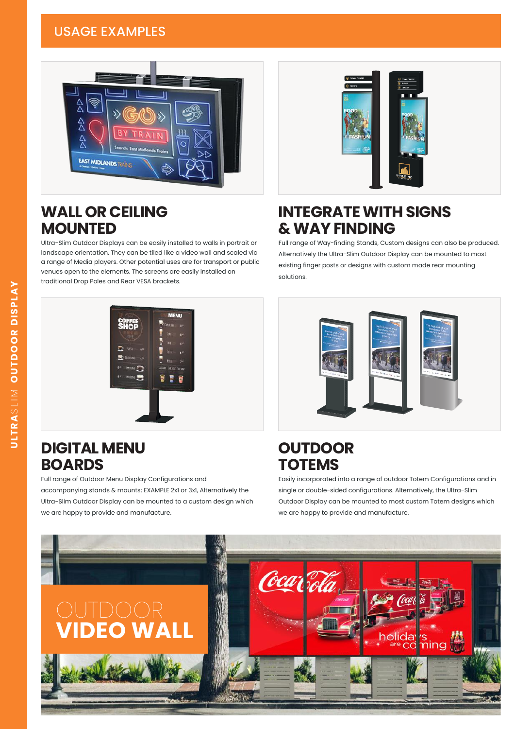## USAGE EXAMPLES

### WALL OR CEILING MOUNTED

Ultra-Slim Outdoor Displays can be easily installed to walls in portrait or landscape orientation. They can be tiled like a video wall and scaled via a range of Media players. Other potential uses are for transport or public venues open to the elements. The screens are easily installed on traditional Drop Poles and Rear VESA brackets.

### INTEGRATE WITH SIGNS & WAY FINDING

Full range of Way-finding Stands, Custom designs can also be produced. Alternatively the Ultra-Slim Outdoor Display can be mounted to most existing finger posts or designs with custom made rear mounting solutions.

### DIGITAL MENU BOARDS

Full range of Outdoor Menu Display Configurations and accompanying stands & mounts; EXAMPLE 2x1 or 3x1, Alternatively the Ultra-Slim Outdoor Display can be mounted to a custom design which we are happy to provide and manufacture.

### OUTDOOR TOTEMS

Easily incorporated into a range of outdoor Totem Configurations and in single or double-sided configurations. Alternatively, the Ultra-Slim Outdoor Display can be mounted to most custom Totem designs which we are happy to provide and manufacture.

### OUTDOOR VIDEO WALL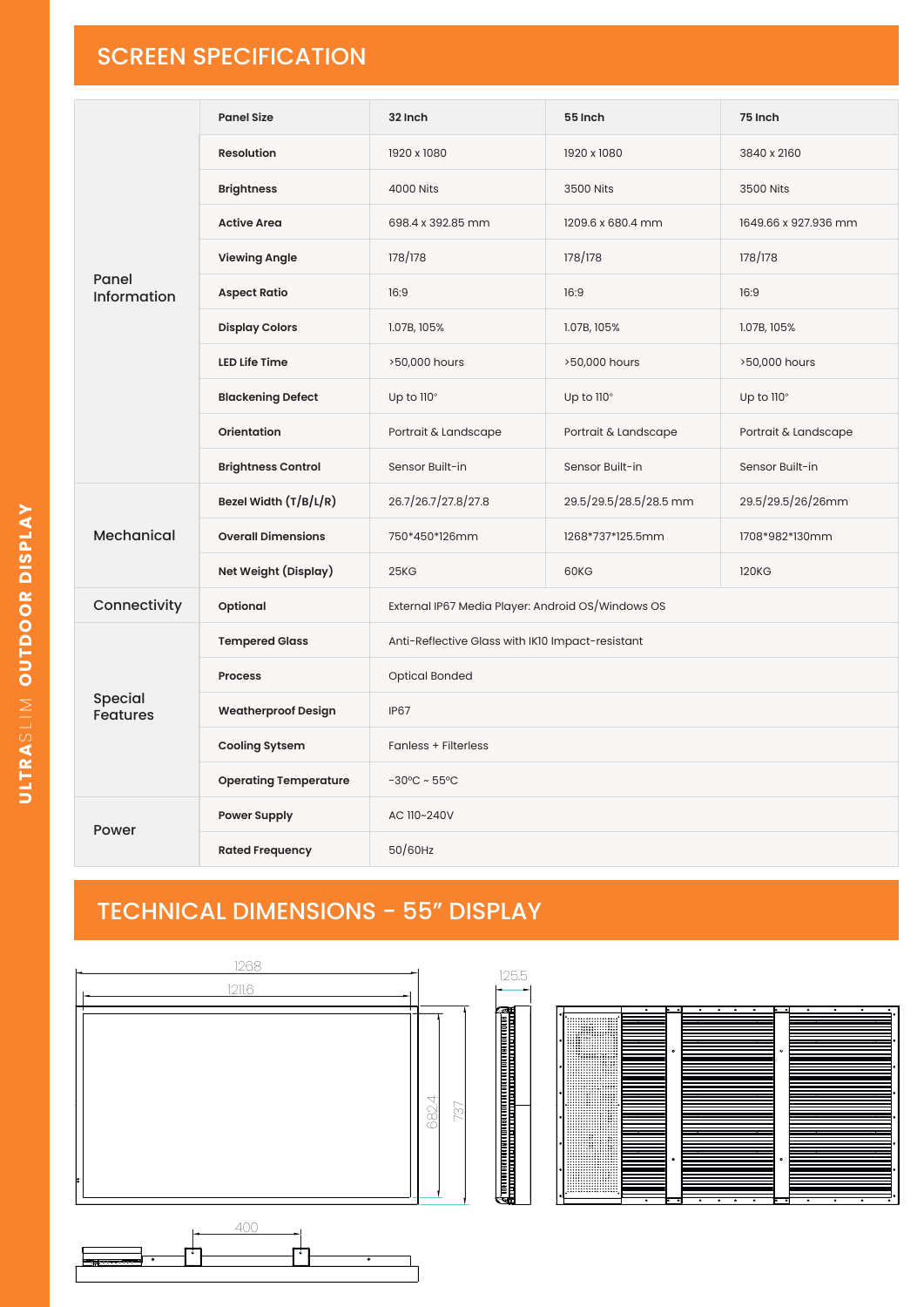# SCREEN SPECIFICATION

| | | | | |
|---|---|---|---|---|
| Panel Information | **Panel Size** | **32 Inch** | **55 Inch** | **75 Inch** |
| | **Resolution** | 1920 x 1080 | 1920 x 1080 | 3840 x 2160 |
| | **Brightness** | 4000 Nits | 3500 Nits | 3500 Nits |
| | **Active Area** | 698.4 x 392.85 mm | 1209.6 x 680.4 mm | 1649.66 x 927.936 mm |
| | **Viewing Angle** | 178/178 | 178/178 | 178/178 |
| | **Aspect Ratio** | 16:9 | 16:9 | 16:9 |
| | **Display Colors** | 1.07B, 105% | 1.07B, 105% | 1.07B, 105% |
| | **LED Life Time** | >50,000 hours | >50,000 hours | >50,000 hours |
| | **Blackening Defect** | Up to 110° | Up to 110° | Up to 110° |
| | **Orientation** | Portrait & Landscape | Portrait & Landscape | Portrait & Landscape |
| | **Brightness Control** | Sensor Built-in | Sensor Built-in | Sensor Built-in |
| Mechanical | **Bezel Width (T/B/L/R)** | 26.7/26.7/27.8/27.8 | 29.5/29.5/28.5/28.5 mm | 29.5/29.5/26/26mm |
| | **Overall Dimensions** | 750*450*126mm | 1268*737*125.5mm | 1708*982*130mm |
| | **Net Weight (Display)** | 25KG | 60KG | 120KG |
| Connectivity | **Optional** | External IP67 Media Player: Android OS/Windows OS | | |
| Special Features | **Tempered Glass** | Anti-Reflective Glass with IK10 Impact-resistant | | |
| | **Process** | Optical Bonded | | |
| | **Weatherproof Design** | IP67 | | |
| | **Cooling Sytsem** | Fanless + Filterless | | |
| | **Operating Temperature** | -30°C ~ 55°C | | |
| Power | **Power Supply** | AC 110~240V | | |
| | **Rated Frequency** | 50/60Hz | | |

# TECHNICAL DIMENSIONS - 55" DISPLAY

1268

1211.6

682.4

737

125.5

400